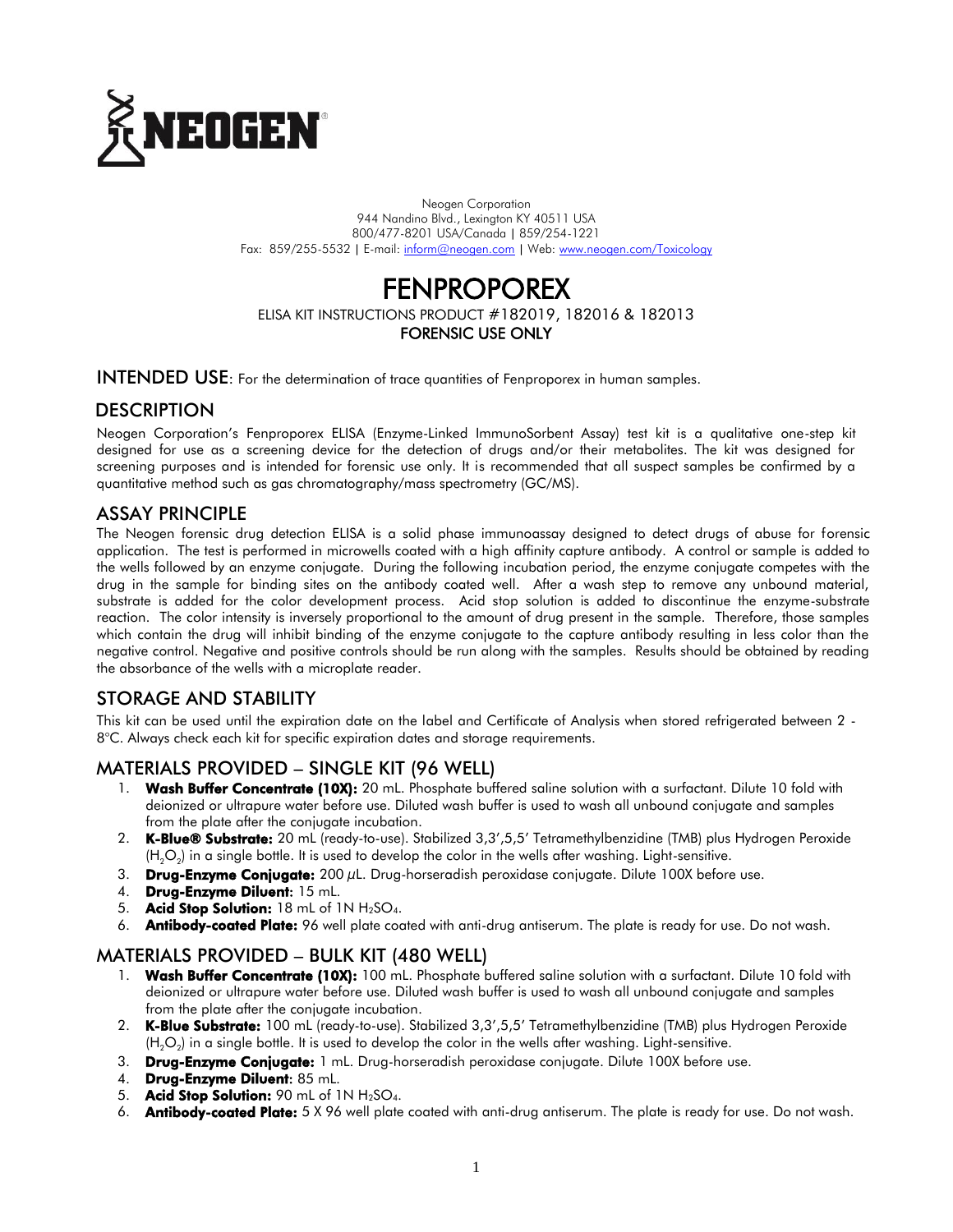NEOGEN®

Neogen Corporation
944 Nandino Blvd., Lexington KY 40511 USA
800/477-8201 USA/Canada | 859/254-1221
Fax: 859/255-5532 | E-mail: inform@neogen.com | Web: www.neogen.com/Toxicology

# FENPROPOREX

ELISA KIT INSTRUCTIONS PRODUCT #182019, 182016 & 182013

**FORENSIC USE ONLY**

## INTENDED USE: For the determination of trace quantities of Fenproporex in human samples.

## DESCRIPTION

Neogen Corporation's Fenproporex ELISA (Enzyme-Linked ImmunoSorbent Assay) test kit is a qualitative one-step kit designed for use as a screening device for the detection of drugs and/or their metabolites. The kit was designed for screening purposes and is intended for forensic use only. It is recommended that all suspect samples be confirmed by a quantitative method such as gas chromatography/mass spectrometry (GC/MS).

## ASSAY PRINCIPLE

The Neogen forensic drug detection ELISA is a solid phase immunoassay designed to detect drugs of abuse for forensic application. The test is performed in microwells coated with a high affinity capture antibody. A control or sample is added to the wells followed by an enzyme conjugate. During the following incubation period, the enzyme conjugate competes with the drug in the sample for binding sites on the antibody coated well. After a wash step to remove any unbound material, substrate is added for the color development process. Acid stop solution is added to discontinue the enzyme-substrate reaction. The color intensity is inversely proportional to the amount of drug present in the sample. Therefore, those samples which contain the drug will inhibit binding of the enzyme conjugate to the capture antibody resulting in less color than the negative control. Negative and positive controls should be run along with the samples. Results should be obtained by reading the absorbance of the wells with a microplate reader.

## STORAGE AND STABILITY

This kit can be used until the expiration date on the label and Certificate of Analysis when stored refrigerated between 2 - 8°C. Always check each kit for specific expiration dates and storage requirements.

## MATERIALS PROVIDED – SINGLE KIT (96 WELL)

1. **Wash Buffer Concentrate (10X):** 20 mL. Phosphate buffered saline solution with a surfactant. Dilute 10 fold with deionized or ultrapure water before use. Diluted wash buffer is used to wash all unbound conjugate and samples from the plate after the conjugate incubation.
2. **K-Blue® Substrate:** 20 mL (ready-to-use). Stabilized 3,3',5,5' Tetramethylbenzidine (TMB) plus Hydrogen Peroxide ($H_2O_2$) in a single bottle. It is used to develop the color in the wells after washing. Light-sensitive.
3. **Drug-Enzyme Conjugate:** 200 µL. Drug-horseradish peroxidase conjugate. Dilute 100X before use.
4. **Drug-Enzyme Diluent:** 15 mL.
5. **Acid Stop Solution:** 18 mL of 1N $H_2SO_4$.
6. **Antibody-coated Plate:** 96 well plate coated with anti-drug antiserum. The plate is ready for use. Do not wash.

## MATERIALS PROVIDED – BULK KIT (480 WELL)

1. **Wash Buffer Concentrate (10X):** 100 mL. Phosphate buffered saline solution with a surfactant. Dilute 10 fold with deionized or ultrapure water before use. Diluted wash buffer is used to wash all unbound conjugate and samples from the plate after the conjugate incubation.
2. **K-Blue Substrate:** 100 mL (ready-to-use). Stabilized 3,3',5,5' Tetramethylbenzidine (TMB) plus Hydrogen Peroxide ($H_2O_2$) in a single bottle. It is used to develop the color in the wells after washing. Light-sensitive.
3. **Drug-Enzyme Conjugate:** 1 mL. Drug-horseradish peroxidase conjugate. Dilute 100X before use.
4. **Drug-Enzyme Diluent:** 85 mL.
5. **Acid Stop Solution:** 90 mL of 1N $H_2SO_4$.
6. **Antibody-coated Plate:** 5 X 96 well plate coated with anti-drug antiserum. The plate is ready for use. Do not wash.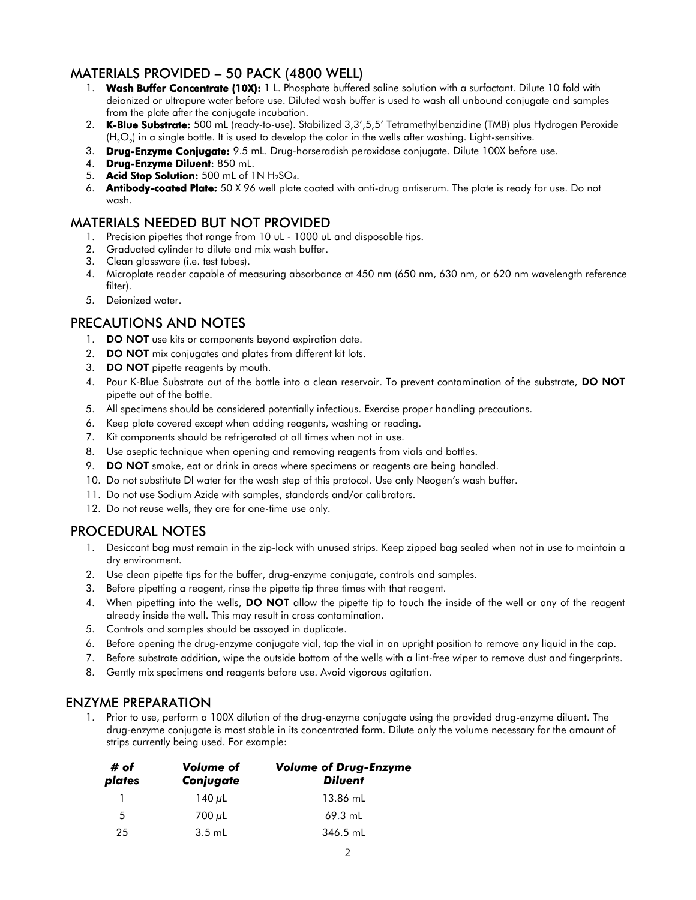## MATERIALS PROVIDED – 50 PACK (4800 WELL)

1. **Wash Buffer Concentrate (10X):** 1 L. Phosphate buffered saline solution with a surfactant. Dilute 10 fold with deionized or ultrapure water before use. Diluted wash buffer is used to wash all unbound conjugate and samples from the plate after the conjugate incubation.
2. **K-Blue Substrate:** 500 mL (ready-to-use). Stabilized 3,3',5,5' Tetramethylbenzidine (TMB) plus Hydrogen Peroxide ($H_2O_2$) in a single bottle. It is used to develop the color in the wells after washing. Light-sensitive.
3. **Drug-Enzyme Conjugate:** 9.5 mL. Drug-horseradish peroxidase conjugate. Dilute 100X before use.
4. **Drug-Enzyme Diluent:** 850 mL.
5. **Acid Stop Solution:** 500 mL of 1N $H_2SO_4$.
6. **Antibody-coated Plate:** 50 X 96 well plate coated with anti-drug antiserum. The plate is ready for use. Do not wash.

## MATERIALS NEEDED BUT NOT PROVIDED

1. Precision pipettes that range from 10 uL - 1000 uL and disposable tips.
2. Graduated cylinder to dilute and mix wash buffer.
3. Clean glassware (i.e. test tubes).
4. Microplate reader capable of measuring absorbance at 450 nm (650 nm, 630 nm, or 620 nm wavelength reference filter).
5. Deionized water.

## PRECAUTIONS AND NOTES

1. **DO NOT** use kits or components beyond expiration date.
2. **DO NOT** mix conjugates and plates from different kit lots.
3. **DO NOT** pipette reagents by mouth.
4. Pour K-Blue Substrate out of the bottle into a clean reservoir. To prevent contamination of the substrate, **DO NOT** pipette out of the bottle.
5. All specimens should be considered potentially infectious. Exercise proper handling precautions.
6. Keep plate covered except when adding reagents, washing or reading.
7. Kit components should be refrigerated at all times when not in use.
8. Use aseptic technique when opening and removing reagents from vials and bottles.
9. **DO NOT** smoke, eat or drink in areas where specimens or reagents are being handled.
10. Do not substitute DI water for the wash step of this protocol. Use only Neogen's wash buffer.
11. Do not use Sodium Azide with samples, standards and/or calibrators.
12. Do not reuse wells, they are for one-time use only.

## PROCEDURAL NOTES

1. Desiccant bag must remain in the zip-lock with unused strips. Keep zipped bag sealed when not in use to maintain a dry environment.
2. Use clean pipette tips for the buffer, drug-enzyme conjugate, controls and samples.
3. Before pipetting a reagent, rinse the pipette tip three times with that reagent.
4. When pipetting into the wells, **DO NOT** allow the pipette tip to touch the inside of the well or any of the reagent already inside the well. This may result in cross contamination.
5. Controls and samples should be assayed in duplicate.
6. Before opening the drug-enzyme conjugate vial, tap the vial in an upright position to remove any liquid in the cap.
7. Before substrate addition, wipe the outside bottom of the wells with a lint-free wiper to remove dust and fingerprints.
8. Gently mix specimens and reagents before use. Avoid vigorous agitation.

## ENZYME PREPARATION

1. Prior to use, perform a 100X dilution of the drug-enzyme conjugate using the provided drug-enzyme diluent. The drug-enzyme conjugate is most stable in its concentrated form. Dilute only the volume necessary for the amount of strips currently being used. For example:

| ***# of plates*** | ***Volume of Conjugate*** | ***Volume of Drug-Enzyme Diluent*** |
|---|---|---|
| 1 | 140 μL | 13.86 mL |
| 5 | 700 μL | 69.3 mL |
| 25 | 3.5 mL | 346.5 mL |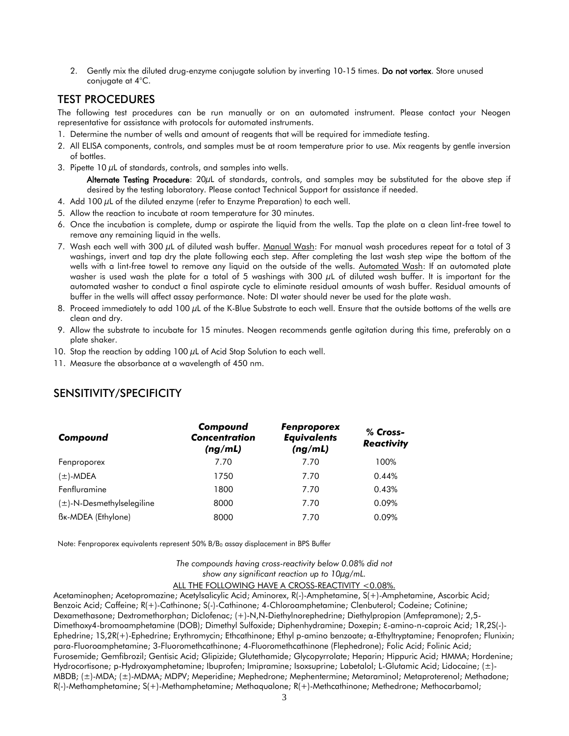2. Gently mix the diluted drug-enzyme conjugate solution by inverting 10-15 times. **Do not vortex**. Store unused conjugate at 4°C.

## TEST PROCEDURES

The following test procedures can be run manually or on an automated instrument. Please contact your Neogen representative for assistance with protocols for automated instruments.

1. Determine the number of wells and amount of reagents that will be required for immediate testing.
2. All ELISA components, controls, and samples must be at room temperature prior to use. Mix reagents by gentle inversion of bottles.
3. Pipette 10 μL of standards, controls, and samples into wells.

   **Alternate Testing Procedure**: 20μL of standards, controls, and samples may be substituted for the above step if desired by the testing laboratory. Please contact Technical Support for assistance if needed.
4. Add 100 μL of the diluted enzyme (refer to Enzyme Preparation) to each well.
5. Allow the reaction to incubate at room temperature for 30 minutes.
6. Once the incubation is complete, dump or aspirate the liquid from the wells. Tap the plate on a clean lint-free towel to remove any remaining liquid in the wells.
7. Wash each well with 300 μL of diluted wash buffer. Manual Wash: For manual wash procedures repeat for a total of 3 washings, invert and tap dry the plate following each step. After completing the last wash step wipe the bottom of the wells with a lint-free towel to remove any liquid on the outside of the wells. Automated Wash: If an automated plate washer is used wash the plate for a total of 5 washings with 300 μL of diluted wash buffer. It is important for the automated washer to conduct a final aspirate cycle to eliminate residual amounts of wash buffer. Residual amounts of buffer in the wells will affect assay performance. Note: DI water should never be used for the plate wash.
8. Proceed immediately to add 100 μL of the K-Blue Substrate to each well. Ensure that the outside bottoms of the wells are clean and dry.
9. Allow the substrate to incubate for 15 minutes. Neogen recommends gentle agitation during this time, preferably on a plate shaker.
10. Stop the reaction by adding 100 μL of Acid Stop Solution to each well.
11. Measure the absorbance at a wavelength of 450 nm.

## SENSITIVITY/SPECIFICITY

| ***Compound*** | ***Compound Concentration (ng/mL)*** | ***Fenproporex Equivalents (ng/mL)*** | ***% Cross-Reactivity*** |
|---|---|---|---|
| Fenproporex | 7.70 | 7.70 | 100% |
| (±)-MDEA | 1750 | 7.70 | 0.44% |
| Fenfluramine | 1800 | 7.70 | 0.43% |
| (±)-N-Desmethylselegiline | 8000 | 7.70 | 0.09% |
| ßκ-MDEA (Ethylone) | 8000 | 7.70 | 0.09% |

Note: Fenproporex equivalents represent 50% $B/B_0$ assay displacement in BPS Buffer

*The compounds having cross-reactivity below 0.08% did not show any significant reaction up to 10μg/mL.*

ALL THE FOLLOWING HAVE A CROSS-REACTIVITY <0.08%.

Acetaminophen; Acetopromazine; Acetylsalicylic Acid; Aminorex, R(-)-Amphetamine, S(+)-Amphetamine, Ascorbic Acid; Benzoic Acid; Caffeine; R(+)-Cathinone; S(-)-Cathinone; 4-Chloroamphetamine; Clenbuterol; Codeine; Cotinine; Dexamethasone; Dextromethorphan; Diclofenac; (+)-N,N-Diethylnorephedrine; Diethylpropion (Amfepramone); 2,5-Dimethoxy4-bromoamphetamine (DOB); Dimethyl Sulfoxide; Diphenhydramine; Doxepin; Ɛ-amino-n-caproic Acid; 1R,2S(-)-Ephedrine; 1S,2R(+)-Ephedrine; Erythromycin; Ethcathinone; Ethyl p-amino benzoate; α-Ethyltryptamine; Fenoprofen; Flunixin; para-Fluoroamphetamine; 3-Fluoromethcathinone; 4-Fluoromethcathinone (Flephedrone); Folic Acid; Folinic Acid; Furosemide; Gemfibrozil; Gentisic Acid; Glipizide; Glutethamide; Glycopyrrolate; Heparin; Hippuric Acid; HMMA; Hordenine; Hydrocortisone; p-Hydroxyamphetamine; Ibuprofen; Imipramine; Isoxsuprine; Labetalol; L-Glutamic Acid; Lidocaine; (±)-MBDB; (±)-MDA; (±)-MDMA; MDPV; Meperidine; Mephedrone; Mephentermine; Metaraminol; Metaproterenol; Methadone; R(-)-Methamphetamine; S(+)-Methamphetamine; Methaqualone; R(+)-Methcathinone; Methedrone; Methocarbamol;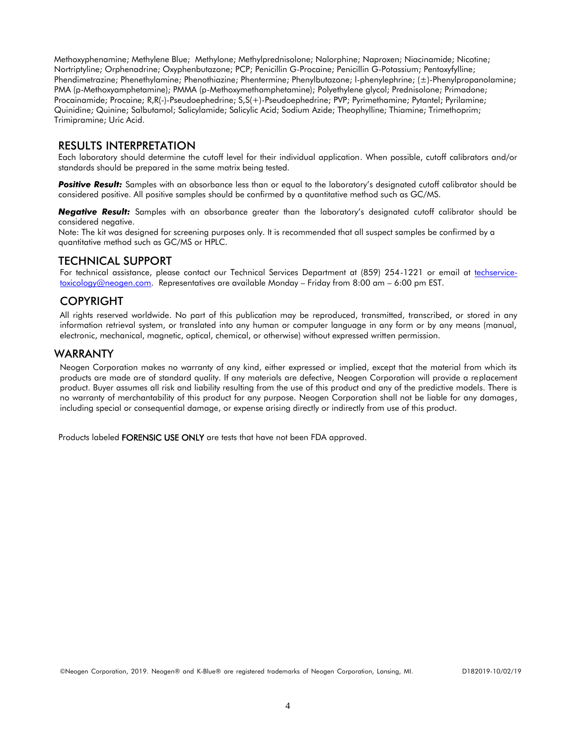Methoxyphenamine; Methylene Blue; Methylone; Methylprednisolone; Nalorphine; Naproxen; Niacinamide; Nicotine; Nortriptyline; Orphenadrine; Oxyphenbutazone; PCP; Penicillin G-Procaine; Penicillin G-Potassium; Pentoxyfylline; Phendimetrazine; Phenethylamine; Phenothiazine; Phentermine; Phenylbutazone; l-phenylephrine; (±)-Phenylpropanolamine; PMA (p-Methoxyamphetamine); PMMA (p-Methoxymethamphetamine); Polyethylene glycol; Prednisolone; Primadone; Procainamide; Procaine; R,R(-)-Pseudoephedrine; S,S(+)-Pseudoephedrine; PVP; Pyrimethamine; Pytantel; Pyrilamine; Quinidine; Quinine; Salbutamol; Salicylamide; Salicylic Acid; Sodium Azide; Theophylline; Thiamine; Trimethoprim; Trimipramine; Uric Acid.

## RESULTS INTERPRETATION

Each laboratory should determine the cutoff level for their individual application. When possible, cutoff calibrators and/or standards should be prepared in the same matrix being tested.

***Positive Result:*** Samples with an absorbance less than or equal to the laboratory's designated cutoff calibrator should be considered positive. All positive samples should be confirmed by a quantitative method such as GC/MS.

***Negative Result:*** Samples with an absorbance greater than the laboratory's designated cutoff calibrator should be considered negative.

Note: The kit was designed for screening purposes only. It is recommended that all suspect samples be confirmed by a quantitative method such as GC/MS or HPLC.

## TECHNICAL SUPPORT

For technical assistance, please contact our Technical Services Department at (859) 254-1221 or email at techservice-toxicology@neogen.com. Representatives are available Monday – Friday from 8:00 am – 6:00 pm EST.

## COPYRIGHT

All rights reserved worldwide. No part of this publication may be reproduced, transmitted, transcribed, or stored in any information retrieval system, or translated into any human or computer language in any form or by any means (manual, electronic, mechanical, magnetic, optical, chemical, or otherwise) without expressed written permission.

## WARRANTY

Neogen Corporation makes no warranty of any kind, either expressed or implied, except that the material from which its products are made are of standard quality. If any materials are defective, Neogen Corporation will provide a replacement product. Buyer assumes all risk and liability resulting from the use of this product and any of the predictive models. There is no warranty of merchantability of this product for any purpose. Neogen Corporation shall not be liable for any damages, including special or consequential damage, or expense arising directly or indirectly from use of this product.

Products labeled **FORENSIC USE ONLY** are tests that have not been FDA approved.

©Neogen Corporation, 2019. Neogen® and K-Blue® are registered trademarks of Neogen Corporation, Lansing, MI. D182019-10/02/19